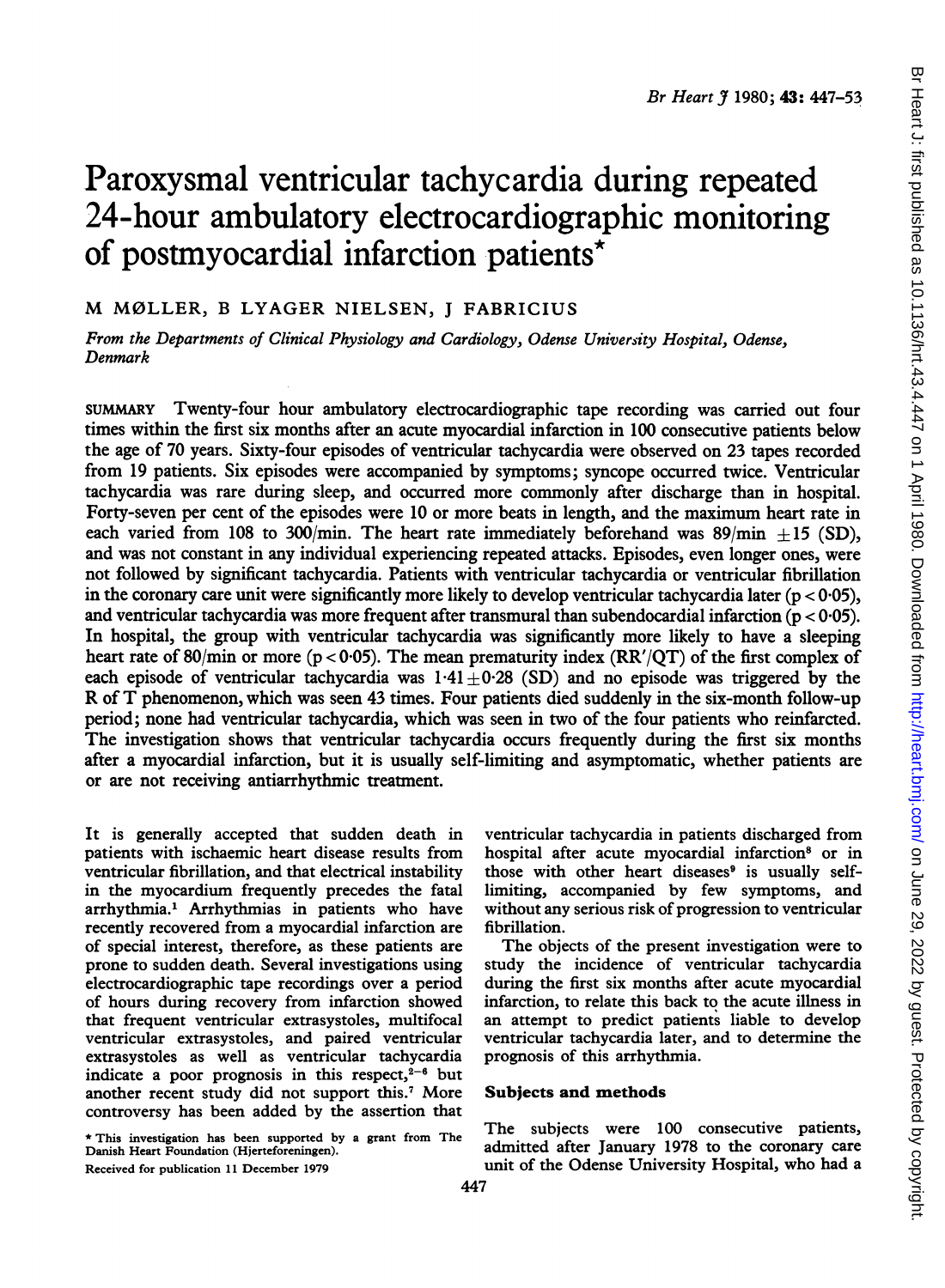# Paroxysmal ventricular tachycardia during repeated 24-hour ambulatory electrocardiographic monitoring of postmyocardial infarction patients*

M MØLLER, B LYAGER NIELSEN, J FABRICIUS

*From the Departments of Clinical Physiology and Cardiology, Odense University Hospital, Odense, Denmark*

SUMMARY Twenty-four hour ambulatory electrocardiographic tape recording was carried out four times within the first six months after an acute myocardial infarction in 100 consecutive patients below the age of 70 years. Sixty-four episodes of ventricular tachycardia were observed on 23 tapes recorded from 19 patients. Six episodes were accompanied by symptoms; syncope occurred twice. Ventricular tachycardia was rare during sleep, and occurred more commonly after discharge than in hospital. Forty-seven per cent of the episodes were 10 or more beats in length, and the maximum heart rate in each varied from 108 to 300/min. The heart rate immediately beforehand was 89/min $\pm 15$ (SD), and was not constant in any individual experiencing repeated attacks. Episodes, even longer ones, were not followed by significant tachycardia. Patients with ventricular tachycardia or ventricular fibrillation in the coronary care unit were significantly more likely to develop ventricular tachycardia later ($p < 0.05$), and ventricular tachycardia was more frequent after transmural than subendocardial infarction ($p < 0.05$). In hospital, the group with ventricular tachycardia was significantly more likely to have a sleeping heart rate of 80/min or more ($p < 0.05$). The mean prematurity index (RR'/QT) of the first complex of each episode of ventricular tachycardia was $1.41 \pm 0.28$ (SD) and no episode was triggered by the R of T phenomenon, which was seen 43 times. Four patients died suddenly in the six-month follow-up period; none had ventricular tachycardia, which was seen in two of the four patients who reinfarcted. The investigation shows that ventricular tachycardia occurs frequently during the first six months after a myocardial infarction, but it is usually self-limiting and asymptomatic, whether patients are or are not receiving antiarrhythmic treatment.

It is generally accepted that sudden death in patients with ischaemic heart disease results from ventricular fibrillation, and that electrical instability in the myocardium frequently precedes the fatal arrhythmia.[1] Arrhythmias in patients who have recently recovered from a myocardial infarction are of special interest, therefore, as these patients are prone to sudden death. Several investigations using electrocardiographic tape recordings over a period of hours during recovery from infarction showed that frequent ventricular extrasystoles, multifocal ventricular extrasystoles, and paired ventricular extrasystoles as well as ventricular tachycardia indicate a poor prognosis in this respect,[2-6] but another recent study did not support this.[7] More controversy has been added by the assertion that ventricular tachycardia in patients discharged from hospital after acute myocardial infarction[8] or in those with other heart diseases[9] is usually self-limiting, accompanied by few symptoms, and without any serious risk of progression to ventricular fibrillation.

The objects of the present investigation were to study the incidence of ventricular tachycardia during the first six months after acute myocardial infarction, to relate this back to the acute illness in an attempt to predict patients liable to develop ventricular tachycardia later, and to determine the prognosis of this arrhythmia.

## Subjects and methods

The subjects were 100 consecutive patients, admitted after January 1978 to the coronary care unit of the Odense University Hospital, who had a

* This investigation has been supported by a grant from The Danish Heart Foundation (Hjerteforeningen).

Received for publication 11 December 1979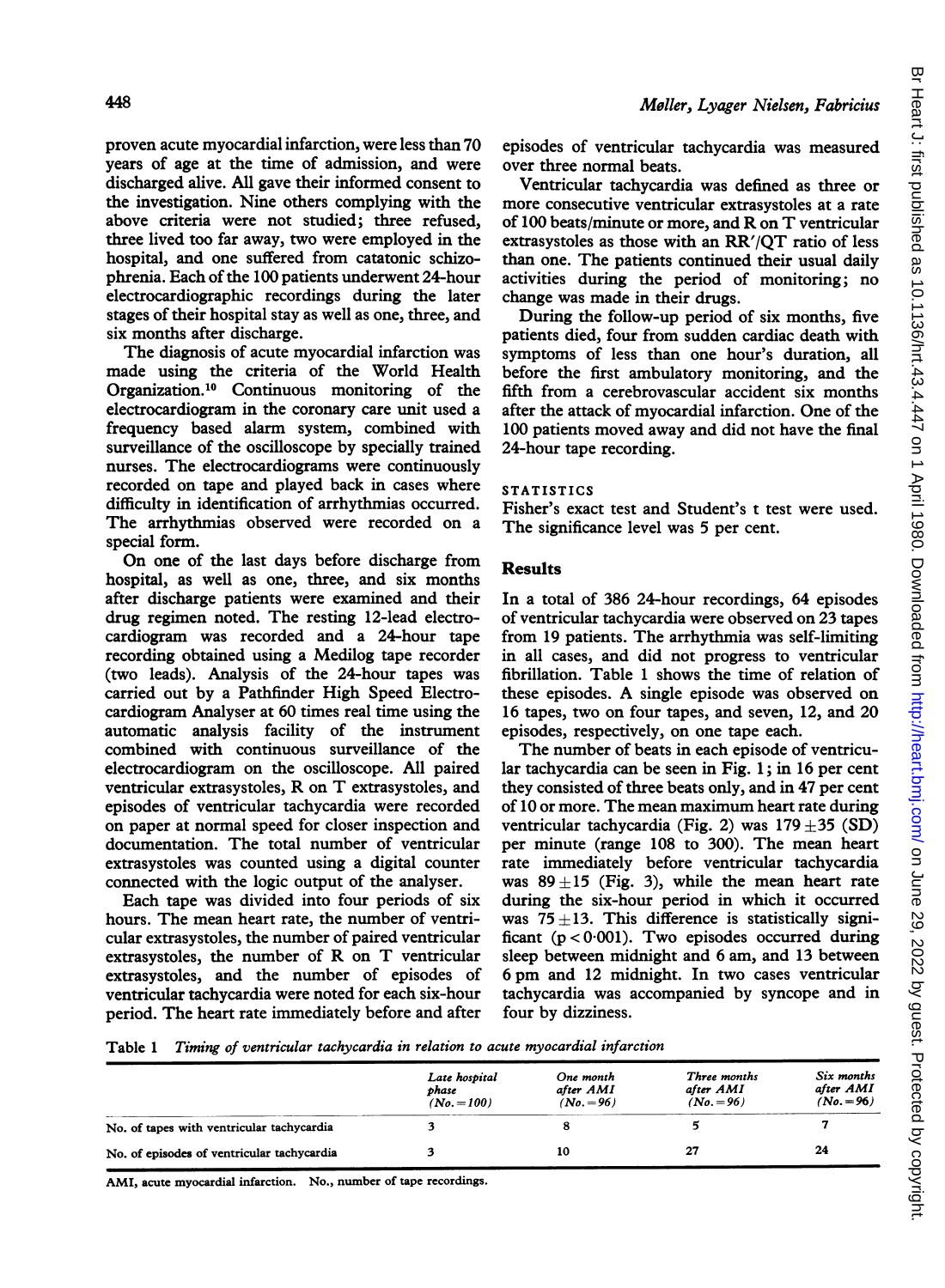proven acute myocardial infarction, were less than 70 years of age at the time of admission, and were discharged alive. All gave their informed consent to the investigation. Nine others complying with the above criteria were not studied; three refused, three lived too far away, two were employed in the hospital, and one suffered from catatonic schizophrenia. Each of the 100 patients underwent 24-hour electrocardiographic recordings during the later stages of their hospital stay as well as one, three, and six months after discharge.

The diagnosis of acute myocardial infarction was made using the criteria of the World Health Organization.[10] Continuous monitoring of the electrocardiogram in the coronary care unit used a frequency based alarm system, combined with surveillance of the oscilloscope by specially trained nurses. The electrocardiograms were continuously recorded on tape and played back in cases where difficulty in identification of arrhythmias occurred. The arrhythmias observed were recorded on a special form.

On one of the last days before discharge from hospital, as well as one, three, and six months after discharge patients were examined and their drug regimen noted. The resting 12-lead electrocardiogram was recorded and a 24-hour tape recording obtained using a Medilog tape recorder (two leads). Analysis of the 24-hour tapes was carried out by a Pathfinder High Speed Electrocardiogram Analyser at 60 times real time using the automatic analysis facility of the instrument combined with continuous surveillance of the electrocardiogram on the oscilloscope. All paired ventricular extrasystoles, R on T extrasystoles, and episodes of ventricular tachycardia were recorded on paper at normal speed for closer inspection and documentation. The total number of ventricular extrasystoles was counted using a digital counter connected with the logic output of the analyser.

Each tape was divided into four periods of six hours. The mean heart rate, the number of ventricular extrasystoles, the number of paired ventricular extrasystoles, the number of R on T ventricular extrasystoles, and the number of episodes of ventricular tachycardia were noted for each six-hour period. The heart rate immediately before and after episodes of ventricular tachycardia was measured over three normal beats.

Ventricular tachycardia was defined as three or more consecutive ventricular extrasystoles at a rate of 100 beats/minute or more, and R on T ventricular extrasystoles as those with an RR'/QT ratio of less than one. The patients continued their usual daily activities during the period of monitoring; no change was made in their drugs.

During the follow-up period of six months, five patients died, four from sudden cardiac death with symptoms of less than one hour's duration, all before the first ambulatory monitoring, and the fifth from a cerebrovascular accident six months after the attack of myocardial infarction. One of the 100 patients moved away and did not have the final 24-hour tape recording.

### STATISTICS

Fisher's exact test and Student's t test were used. The significance level was 5 per cent.

## Results

In a total of 386 24-hour recordings, 64 episodes of ventricular tachycardia were observed on 23 tapes from 19 patients. The arrhythmia was self-limiting in all cases, and did not progress to ventricular fibrillation. Table 1 shows the time of relation of these episodes. A single episode was observed on 16 tapes, two on four tapes, and seven, 12, and 20 episodes, respectively, on one tape each.

The number of beats in each episode of ventricular tachycardia can be seen in Fig. 1; in 16 per cent they consisted of three beats only, and in 47 per cent of 10 or more. The mean maximum heart rate during ventricular tachycardia (Fig. 2) was $179 \pm 35$ (SD) per minute (range 108 to 300). The mean heart rate immediately before ventricular tachycardia was $89 \pm 15$ (Fig. 3), while the mean heart rate during the six-hour period in which it occurred was $75 \pm 13$. This difference is statistically significant ($p < 0.001$). Two episodes occurred during sleep between midnight and 6 am, and 13 between 6 pm and 12 midnight. In two cases ventricular tachycardia was accompanied by syncope and in four by dizziness.

Table 1 *Timing of ventricular tachycardia in relation to acute myocardial infarction*

| | *Late hospital phase (No. = 100)* | *One month after AMI (No. = 96)* | *Three months after AMI (No. = 96)* | *Six months after AMI (No. = 96)* |
|---|---|---|---|---|
| No. of tapes with ventricular tachycardia | 3 | 8 | 5 | 7 |
| No. of episodes of ventricular tachycardia | 3 | 10 | 27 | 24 |

AMI, acute myocardial infarction. No., number of tape recordings.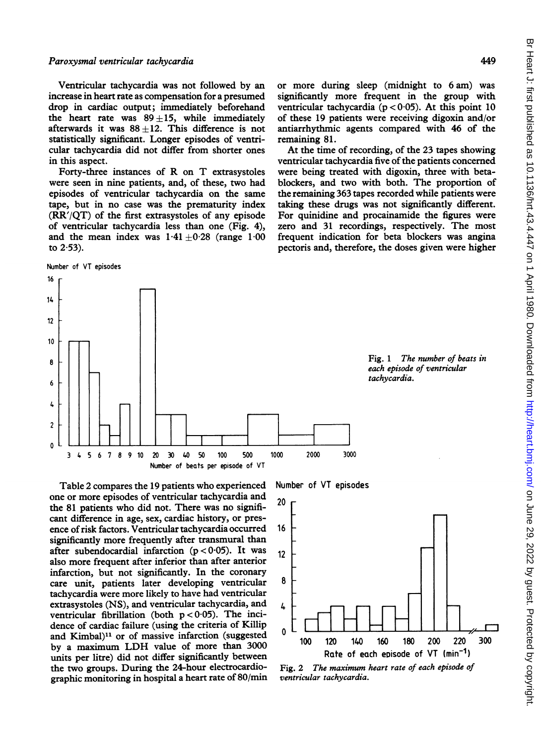Ventricular tachycardia was not followed by an increase in heart rate as compensation for a presumed drop in cardiac output; immediately beforehand the heart rate was $89 \pm 15$, while immediately afterwards it was $88 \pm 12$. This difference is not statistically significant. Longer episodes of ventricular tachycardia did not differ from shorter ones in this aspect.

Forty-three instances of R on T extrasystoles were seen in nine patients, and, of these, two had episodes of ventricular tachycardia on the same tape, but in no case was the prematurity index (RR′/QT) of the first extrasystoles of any episode of ventricular tachycardia less than one (Fig. 4), and the mean index was $1.41 \pm 0.28$ (range 1.00 to 2.53).

Fig. 1 *The number of beats in each episode of ventricular tachycardia.*

Table 2 compares the 19 patients who experienced one or more episodes of ventricular tachycardia and the 81 patients who did not. There was no significant difference in age, sex, cardiac history, or presence of risk factors. Ventricular tachycardia occurred significantly more frequently after transmural than after subendocardial infarction ($p < 0.05$). It was also more frequent after inferior than after anterior infarction, but not significantly. In the coronary care unit, patients later developing ventricular tachycardia were more likely to have had ventricular extrasystoles (NS), and ventricular tachycardia, and ventricular fibrillation (both $p < 0.05$). The incidence of cardiac failure (using the criteria of Killip and Kimbal)[11] or of massive infarction (suggested by a maximum LDH value of more than 3000 units per litre) did not differ significantly between the two groups. During the 24-hour electrocardiographic monitoring in hospital a heart rate of 80/min or more during sleep (midnight to 6 am) was significantly more frequent in the group with ventricular tachycardia ($p < 0.05$). At this point 10 of these 19 patients were receiving digoxin and/or antiarrhythmic agents compared with 46 of the remaining 81.

At the time of recording, of the 23 tapes showing ventricular tachycardia five of the patients concerned were being treated with digoxin, three with beta-blockers, and two with both. The proportion of the remaining 363 tapes recorded while patients were taking these drugs was not significantly different. For quinidine and procainamide the figures were zero and 31 recordings, respectively. The most frequent indication for beta blockers was angina pectoris and, therefore, the doses given were higher

Fig. 2 *The maximum heart rate of each episode of ventricular tachycardia.*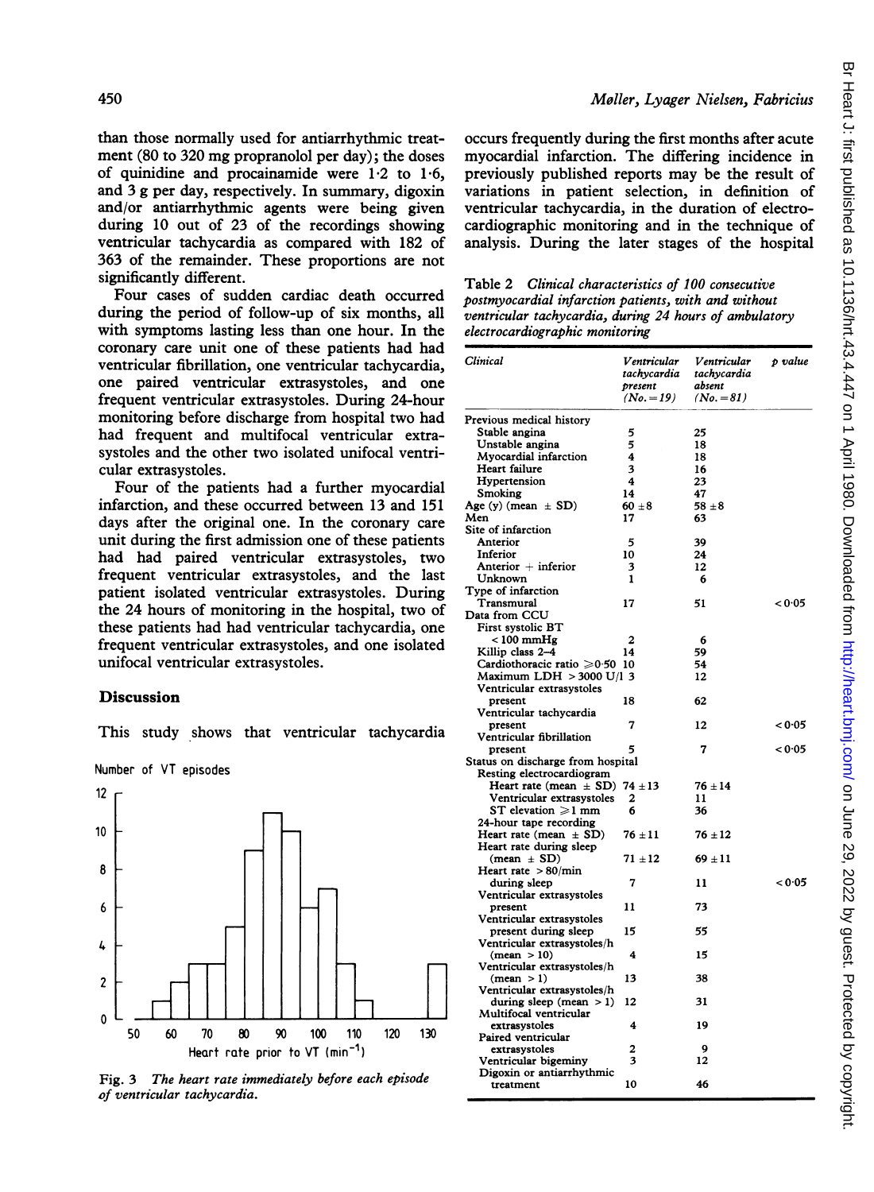than those normally used for antiarrhythmic treatment (80 to 320 mg propranolol per day); the doses of quinidine and procainamide were 1·2 to 1·6, and 3 g per day, respectively. In summary, digoxin and/or antiarrhythmic agents were being given during 10 out of 23 of the recordings showing ventricular tachycardia as compared with 182 of 363 of the remainder. These proportions are not significantly different.

Four cases of sudden cardiac death occurred during the period of follow-up of six months, all with symptoms lasting less than one hour. In the coronary care unit one of these patients had had ventricular fibrillation, one ventricular tachycardia, one paired ventricular extrasystoles, and one frequent ventricular extrasystoles. During 24-hour monitoring before discharge from hospital two had had frequent and multifocal ventricular extrasystoles and the other two isolated unifocal ventricular extrasystoles.

Four of the patients had a further myocardial infarction, and these occurred between 13 and 151 days after the original one. In the coronary care unit during the first admission one of these patients had had paired ventricular extrasystoles, two frequent ventricular extrasystoles, and the last patient isolated ventricular extrasystoles. During the 24 hours of monitoring in the hospital, two of these patients had had ventricular tachycardia, one frequent ventricular extrasystoles, and one isolated unifocal ventricular extrasystoles.

## Discussion

This study shows that ventricular tachycardia occurs frequently during the first months after acute myocardial infarction. The differing incidence in previously published reports may be the result of variations in patient selection, in definition of ventricular tachycardia, in the duration of electrocardiographic monitoring and in the technique of analysis. During the later stages of the hospital

Fig. 3 *The heart rate immediately before each episode of ventricular tachycardia.*

Table 2 *Clinical characteristics of 100 consecutive postmyocardial infarction patients, with and without ventricular tachycardia, during 24 hours of ambulatory electrocardiographic monitoring*

| Clinical | Ventricular tachycardia present (No. = 19) | Ventricular tachycardia absent (No. = 81) | p value |
|---|---|---|---|
| Previous medical history | | | |
| Stable angina | 5 | 25 | |
| Unstable angina | 5 | 18 | |
| Myocardial infarction | 4 | 18 | |
| Heart failure | 3 | 16 | |
| Hypertension | 4 | 23 | |
| Smoking | 14 | 47 | |
| Age (y) (mean ± SD) | 60 ± 8 | 58 ± 8 | |
| Men | 17 | 63 | |
| Site of infarction | | | |
| Anterior | 5 | 39 | |
| Inferior | 10 | 24 | |
| Anterior + inferior | 3 | 12 | |
| Unknown | 1 | 6 | |
| Type of infarction | | | |
| Transmural | 17 | 51 | <0·05 |
| Data from CCU | | | |
| First systolic BT <100 mmHg | 2 | 6 | |
| Killip class 2–4 | 14 | 59 | |
| Cardiothoracic ratio ≥0·50 | 10 | 54 | |
| Maximum LDH >3000 U/l | 3 | 12 | |
| Ventricular extrasystoles present | 18 | 62 | |
| Ventricular tachycardia present | 7 | 12 | <0·05 |
| Ventricular fibrillation present | 5 | 7 | <0·05 |
| Status on discharge from hospital | | | |
| Resting electrocardiogram | | | |
| Heart rate (mean ± SD) | 74 ± 13 | 76 ± 14 | |
| Ventricular extrasystoles | 2 | 11 | |
| ST elevation ≥1 mm | 6 | 36 | |
| 24-hour tape recording | | | |
| Heart rate (mean ± SD) | 76 ± 11 | 76 ± 12 | |
| Heart rate during sleep (mean ± SD) | 71 ± 12 | 69 ± 11 | |
| Heart rate >80/min during sleep | 7 | 11 | <0·05 |
| Ventricular extrasystoles present | 11 | 73 | |
| Ventricular extrasystoles present during sleep | 15 | 55 | |
| Ventricular extrasystoles/h (mean >10) | 4 | 15 | |
| Ventricular extrasystoles/h (mean >1) | 13 | 38 | |
| Ventricular extrasystoles/h during sleep (mean >1) | 12 | 31 | |
| Multifocal ventricular extrasystoles | 4 | 19 | |
| Paired ventricular extrasystoles | 2 | 9 | |
| Ventricular bigeminy | 3 | 12 | |
| Digoxin or antiarrhythmic treatment | 10 | 46 | |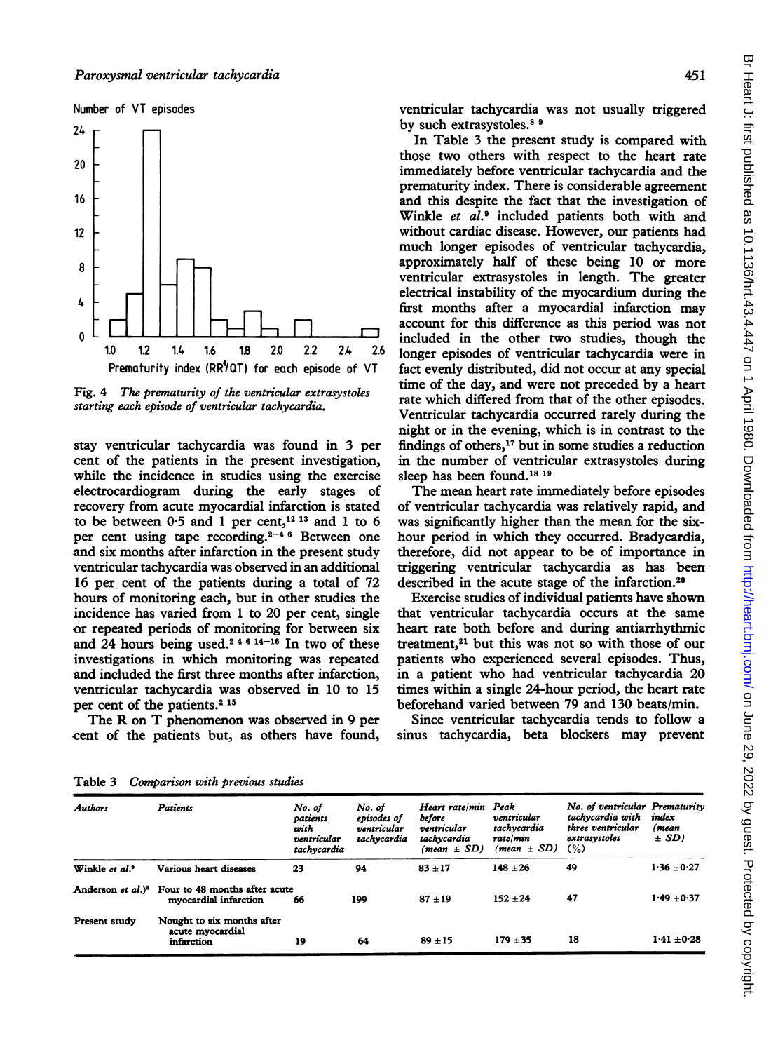Fig. 4 *The prematurity of the ventricular extrasystoles starting each episode of ventricular tachycardia.*

stay ventricular tachycardia was found in 3 per cent of the patients in the present investigation, while the incidence in studies using the exercise electrocardiogram during the early stages of recovery from acute myocardial infarction is stated to be between 0·5 and 1 per cent,[12 13] and 1 to 6 per cent using tape recording.[2-4 6] Between one and six months after infarction in the present study ventricular tachycardia was observed in an additional 16 per cent of the patients during a total of 72 hours of monitoring each, but in other studies the incidence has varied from 1 to 20 per cent, single or repeated periods of monitoring for between six and 24 hours being used.[2 4 6 14-16] In two of these investigations in which monitoring was repeated and included the first three months after infarction, ventricular tachycardia was observed in 10 to 15 per cent of the patients.[2 15]

The R on T phenomenon was observed in 9 per cent of the patients but, as others have found, ventricular tachycardia was not usually triggered by such extrasystoles.[8 9]

In Table 3 the present study is compared with those two others with respect to the heart rate immediately before ventricular tachycardia and the prematurity index. There is considerable agreement and this despite the fact that the investigation of Winkle *et al.*[9] included patients both with and without cardiac disease. However, our patients had much longer episodes of ventricular tachycardia, approximately half of these being 10 or more ventricular extrasystoles in length. The greater electrical instability of the myocardium during the first months after a myocardial infarction may account for this difference as this period was not included in the other two studies, though the longer episodes of ventricular tachycardia were in fact evenly distributed, did not occur at any special time of the day, and were not preceded by a heart rate which differed from that of the other episodes. Ventricular tachycardia occurred rarely during the night or in the evening, which is in contrast to the findings of others,[17] but in some studies a reduction in the number of ventricular extrasystoles during sleep has been found.[18 19]

The mean heart rate immediately before episodes of ventricular tachycardia was relatively rapid, and was significantly higher than the mean for the six-hour period in which they occurred. Bradycardia, therefore, did not appear to be of importance in triggering ventricular tachycardia as has been described in the acute stage of the infarction.[20]

Exercise studies of individual patients have shown that ventricular tachycardia occurs at the same heart rate both before and during antiarrhythmic treatment,[21] but this was not so with those of our patients who experienced several episodes. Thus, in a patient who had ventricular tachycardia 20 times within a single 24-hour period, the heart rate beforehand varied between 79 and 130 beats/min.

Since ventricular tachycardia tends to follow a sinus tachycardia, beta blockers may prevent

Table 3 *Comparison with previous studies*

| *Authors* | *Patients* | *No. of patients with ventricular tachycardia* | *No. of episodes of ventricular tachycardia* | *Heart rate/min before ventricular tachycardia (mean ± SD)* | *Peak ventricular tachycardia rate/min (mean ± SD)* | *No. of ventricular tachycardia with three ventricular extrasystoles (%)* | *Prematurity index (mean ± SD)* |
|---|---|---|---|---|---|---|---|
| Winkle *et al.*[9] | Various heart diseases | 23 | 94 | 83 ±17 | 148 ±26 | 49 | 1·36 ±0·27 |
| Anderson *et al.*[8] | Four to 48 months after acute myocardial infarction | 66 | 199 | 87 ±19 | 152 ±24 | 47 | 1·49 ±0·37 |
| Present study | Nought to six months after acute myocardial infarction | 19 | 64 | 89 ±15 | 179 ±35 | 18 | 1·41 ±0·28 |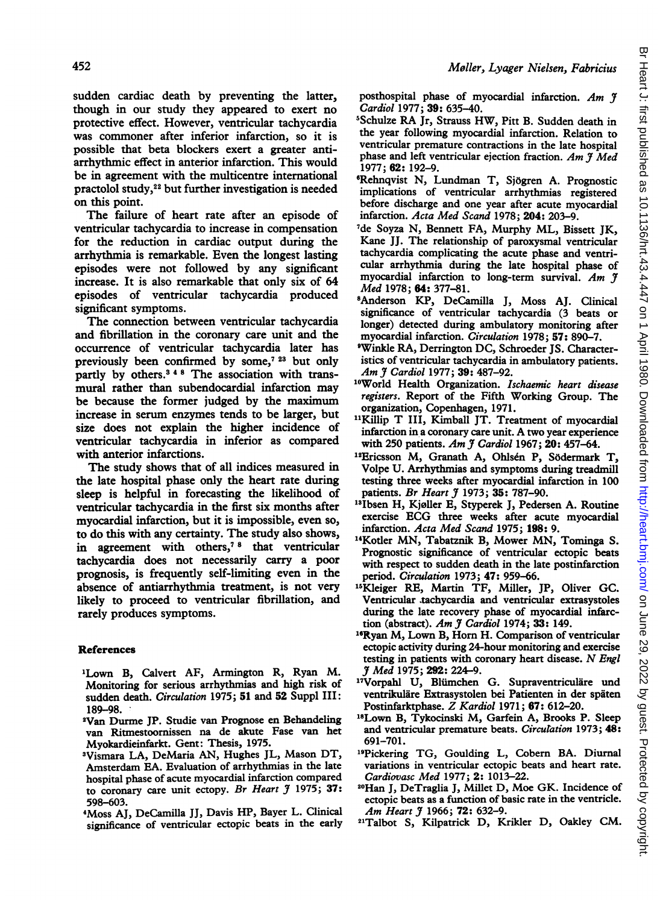sudden cardiac death by preventing the latter, though in our study they appeared to exert no protective effect. However, ventricular tachycardia was commoner after inferior infarction, so it is possible that beta blockers exert a greater anti-arrhythmic effect in anterior infarction. This would be in agreement with the multicentre international practolol study,[22] but further investigation is needed on this point.

The failure of heart rate after an episode of ventricular tachycardia to increase in compensation for the reduction in cardiac output during the arrhythmia is remarkable. Even the longest lasting episodes were not followed by any significant increase. It is also remarkable that only six of 64 episodes of ventricular tachycardia produced significant symptoms.

The connection between ventricular tachycardia and fibrillation in the coronary care unit and the occurrence of ventricular tachycardia later has previously been confirmed by some,[7 23] but only partly by others.[3 4 8] The association with transmural rather than subendocardial infarction may be because the former judged by the maximum increase in serum enzymes tends to be larger, but size does not explain the higher incidence of ventricular tachycardia in inferior as compared with anterior infarctions.

The study shows that of all indices measured in the late hospital phase only the heart rate during sleep is helpful in forecasting the likelihood of ventricular tachycardia in the first six months after myocardial infarction, but it is impossible, even so, to do this with any certainty. The study also shows, in agreement with others,[7 8] that ventricular tachycardia does not necessarily carry a poor prognosis, is frequently self-limiting even in the absence of antiarrhythmia treatment, is not very likely to proceed to ventricular fibrillation, and rarely produces symptoms.

## References

1. Lown B, Calvert AF, Armington R, Ryan M. Monitoring for serious arrhythmias and high risk of sudden death. *Circulation* 1975; **51** and **52** Suppl III: 189–98.
2. Van Durme JP. Studie van Prognose en Behandeling van Ritmestoornissen na de akute Fase van het Myokardieinfarkt. Gent: Thesis, 1975.
3. Vismara LA, DeMaria AN, Hughes JL, Mason DT, Amsterdam EA. Evaluation of arrhythmias in the late hospital phase of acute myocardial infarction compared to coronary care unit ectopy. *Br Heart J* 1975; **37**: 598–603.
4. Moss AJ, DeCamilla JJ, Davis HP, Bayer L. Clinical significance of ventricular ectopic beats in the early posthospital phase of myocardial infarction. *Am J Cardiol* 1977; **39**: 635–40.
5. Schulze RA Jr, Strauss HW, Pitt B. Sudden death in the year following myocardial infarction. Relation to ventricular premature contractions in the late hospital phase and left ventricular ejection fraction. *Am J Med* 1977; **62**: 192–9.
6. Rehnqvist N, Lundman T, Sjögren A. Prognostic implications of ventricular arrhythmias registered before discharge and one year after acute myocardial infarction. *Acta Med Scand* 1978; **204**: 203–9.
7. de Soyza N, Bennett FA, Murphy ML, Bissett JK, Kane JJ. The relationship of paroxysmal ventricular tachycardia complicating the acute phase and ventricular arrhythmia during the late hospital phase of myocardial infarction to long-term survival. *Am J Med* 1978; **64**: 377–81.
8. Anderson KP, DeCamilla J, Moss AJ. Clinical significance of ventricular tachycardia (3 beats or longer) detected during ambulatory monitoring after myocardial infarction. *Circulation* 1978; **57**: 890–7.
9. Winkle RA, Derrington DC, Schroeder JS. Characteristics of ventricular tachycardia in ambulatory patients. *Am J Cardiol* 1977; **39**: 487–92.
10. World Health Organization. *Ischaemic heart disease registers*. Report of the Fifth Working Group. The organization, Copenhagen, 1971.
11. Killip T III, Kimball JT. Treatment of myocardial infarction in a coronary care unit. A two year experience with 250 patients. *Am J Cardiol* 1967; **20**: 457–64.
12. Ericsson M, Granath A, Ohlsén P, Södermark T, Volpe U. Arrhythmias and symptoms during treadmill testing three weeks after myocardial infarction in 100 patients. *Br Heart J* 1973; **35**: 787–90.
13. Ibsen H, Kjøller E, Styperek J, Pedersen A. Routine exercise ECG three weeks after acute myocardial infarction. *Acta Med Scand* 1975; **198**: 9.
14. Kotler MN, Tabatznik B, Mower MN, Tominga S. Prognostic significance of ventricular ectopic beats with respect to sudden death in the late postinfarction period. *Circulation* 1973; **47**: 959–66.
15. Kleiger RE, Martin TF, Miller, JP, Oliver GC. Ventricular tachycardia and ventricular extrasystoles during the late recovery phase of myocardial infarction (abstract). *Am J Cardiol* 1974; **33**: 149.
16. Ryan M, Lown B, Horn H. Comparison of ventricular ectopic activity during 24-hour monitoring and exercise testing in patients with coronary heart disease. *N Engl J Med* 1975; **292**: 224–9.
17. Vorpahl U, Blümchen G. Supraventriculäre und ventrikuläre Extrasystolen bei Patienten in der späten Postinfarktphase. *Z Kardiol* 1971; **67**: 612–20.
18. Lown B, Tykocinski M, Garfein A, Brooks P. Sleep and ventricular premature beats. *Circulation* 1973; **48**: 691–701.
19. Pickering TG, Goulding L, Cobern BA. Diurnal variations in ventricular ectopic beats and heart rate. *Cardiovasc Med* 1977; **2**: 1013–22.
20. Han J, DeTraglia J, Millet D, Moe GK. Incidence of ectopic beats as a function of basic rate in the ventricle. *Am Heart J* 1966; **72**: 632–9.
21. Talbot S, Kilpatrick D, Krikler D, Oakley CM.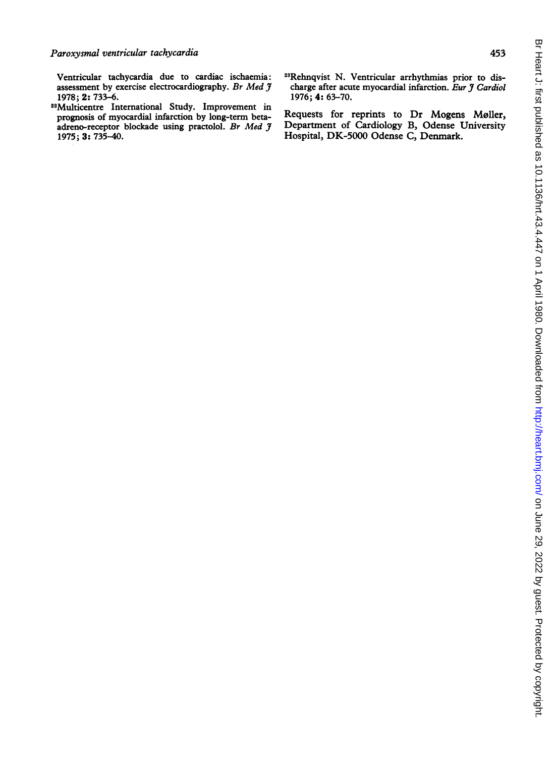Ventricular tachycardia due to cardiac ischaemia: assessment by exercise electrocardiography. *Br Med J* 1978; **2:** 733–6.

[22] Multicentre International Study. Improvement in prognosis of myocardial infarction by long-term beta-adreno-receptor blockade using practolol. *Br Med J* 1975; **3:** 735–40.

[23] Rehnqvist N. Ventricular arrhythmias prior to discharge after acute myocardial infarction. *Eur J Cardiol* 1976; **4:** 63–70.

Requests for reprints to Dr Mogens Møller, Department of Cardiology B, Odense University Hospital, DK-5000 Odense C, Denmark.